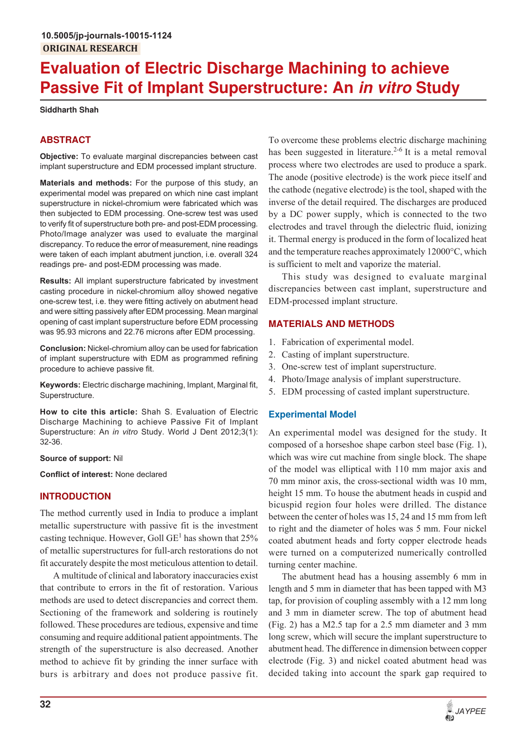10.5005/jp-journals-10015-1124

ORIGINAL RESEARCH

# Evaluation of Electric Discharge Machining to achieve Passive Fit of Implant Superstructure: An *in vitro* Study

**Siddharth Shah**

## ABSTRACT

**Objective:** To evaluate marginal discrepancies between cast implant superstructure and EDM processed implant structure.

**Materials and methods:** For the purpose of this study, an experimental model was prepared on which nine cast implant superstructure in nickel-chromium were fabricated which was then subjected to EDM processing. One-screw test was used to verify fit of superstructure both pre- and post-EDM processing. Photo/Image analyzer was used to evaluate the marginal discrepancy. To reduce the error of measurement, nine readings were taken of each implant abutment junction, i.e. overall 324 readings pre- and post-EDM processing was made.

**Results:** All implant superstructure fabricated by investment casting procedure in nickel-chromium alloy showed negative one-screw test, i.e. they were fitting actively on abutment head and were sitting passively after EDM processing. Mean marginal opening of cast implant superstructure before EDM processing was 95.93 microns and 22.76 microns after EDM processing.

**Conclusion:** Nickel-chromium alloy can be used for fabrication of implant superstructure with EDM as programmed refining procedure to achieve passive fit.

**Keywords:** Electric discharge machining, Implant, Marginal fit, Superstructure.

**How to cite this article:** Shah S. Evaluation of Electric Discharge Machining to achieve Passive Fit of Implant Superstructure: An *in vitro* Study. World J Dent 2012;3(1): 32-36.

**Source of support:** Nil

**Conflict of interest:** None declared

## INTRODUCTION

The method currently used in India to produce a implant metallic superstructure with passive fit is the investment casting technique. However, Goll GE[1] has shown that 25% of metallic superstructures for full-arch restorations do not fit accurately despite the most meticulous attention to detail.

A multitude of clinical and laboratory inaccuracies exist that contribute to errors in the fit of restoration. Various methods are used to detect discrepancies and correct them. Sectioning of the framework and soldering is routinely followed. These procedures are tedious, expensive and time consuming and require additional patient appointments. The strength of the superstructure is also decreased. Another method to achieve fit by grinding the inner surface with burs is arbitrary and does not produce passive fit. To overcome these problems electric discharge machining has been suggested in literature.[2-6] It is a metal removal process where two electrodes are used to produce a spark. The anode (positive electrode) is the work piece itself and the cathode (negative electrode) is the tool, shaped with the inverse of the detail required. The discharges are produced by a DC power supply, which is connected to the two electrodes and travel through the dielectric fluid, ionizing it. Thermal energy is produced in the form of localized heat and the temperature reaches approximately 12000°C, which is sufficient to melt and vaporize the material.

This study was designed to evaluate marginal discrepancies between cast implant, superstructure and EDM-processed implant structure.

## MATERIALS AND METHODS

1. Fabrication of experimental model.
2. Casting of implant superstructure.
3. One-screw test of implant superstructure.
4. Photo/Image analysis of implant superstructure.
5. EDM processing of casted implant superstructure.

### Experimental Model

An experimental model was designed for the study. It composed of a horseshoe shape carbon steel base (Fig. 1), which was wire cut machine from single block. The shape of the model was elliptical with 110 mm major axis and 70 mm minor axis, the cross-sectional width was 10 mm, height 15 mm. To house the abutment heads in cuspid and bicuspid region four holes were drilled. The distance between the center of holes was 15, 24 and 15 mm from left to right and the diameter of holes was 5 mm. Four nickel coated abutment heads and forty copper electrode heads were turned on a computerized numerically controlled turning center machine.

The abutment head has a housing assembly 6 mm in length and 5 mm in diameter that has been tapped with M3 tap, for provision of coupling assembly with a 12 mm long and 3 mm in diameter screw. The top of abutment head (Fig. 2) has a M2.5 tap for a 2.5 mm diameter and 3 mm long screw, which will secure the implant superstructure to abutment head. The difference in dimension between copper electrode (Fig. 3) and nickel coated abutment head was decided taking into account the spark gap required to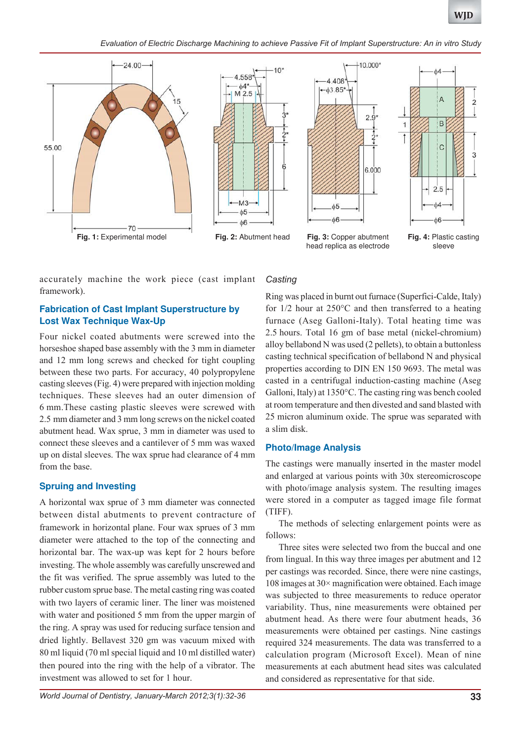Fig. 1: Experimental model

Fig. 2: Abutment head

Fig. 3: Copper abutment head replica as electrode

Fig. 4: Plastic casting sleeve

accurately machine the work piece (cast implant framework).

### Fabrication of Cast Implant Superstructure by Lost Wax Technique Wax-Up

Four nickel coated abutments were screwed into the horseshoe shaped base assembly with the 3 mm in diameter and 12 mm long screws and checked for tight coupling between these two parts. For accuracy, 40 polypropylene casting sleeves (Fig. 4) were prepared with injection molding techniques. These sleeves had an outer dimension of 6 mm.These casting plastic sleeves were screwed with 2.5 mm diameter and 3 mm long screws on the nickel coated abutment head. Wax sprue, 3 mm in diameter was used to connect these sleeves and a cantilever of 5 mm was waxed up on distal sleeves. The wax sprue had clearance of 4 mm from the base.

### Spruing and Investing

A horizontal wax sprue of 3 mm diameter was connected between distal abutments to prevent contracture of framework in horizontal plane. Four wax sprues of 3 mm diameter were attached to the top of the connecting and horizontal bar. The wax-up was kept for 2 hours before investing. The whole assembly was carefully unscrewed and the fit was verified. The sprue assembly was luted to the rubber custom sprue base. The metal casting ring was coated with two layers of ceramic liner. The liner was moistened with water and positioned 5 mm from the upper margin of the ring. A spray was used for reducing surface tension and dried lightly. Bellavest 320 gm was vacuum mixed with 80 ml liquid (70 ml special liquid and 10 ml distilled water) then poured into the ring with the help of a vibrator. The investment was allowed to set for 1 hour.

### *Casting*

Ring was placed in burnt out furnace (Superfici-Calde, Italy) for 1/2 hour at 250°C and then transferred to a heating furnace (Aseg Galloni-Italy). Total heating time was 2.5 hours. Total 16 gm of base metal (nickel-chromium) alloy bellabond N was used (2 pellets), to obtain a buttonless casting technical specification of bellabond N and physical properties according to DIN EN 150 9693. The metal was casted in a centrifugal induction-casting machine (Aseg Galloni, Italy) at 1350°C. The casting ring was bench cooled at room temperature and then divested and sand blasted with 25 micron aluminum oxide. The sprue was separated with a slim disk.

### Photo/Image Analysis

The castings were manually inserted in the master model and enlarged at various points with 30x stereomicroscope with photo/image analysis system. The resulting images were stored in a computer as tagged image file format (TIFF).

The methods of selecting enlargement points were as follows:

Three sites were selected two from the buccal and one from lingual. In this way three images per abutment and 12 per castings was recorded. Since, there were nine castings, 108 images at 30× magnification were obtained. Each image was subjected to three measurements to reduce operator variability. Thus, nine measurements were obtained per abutment head. As there were four abutment heads, 36 measurements were obtained per castings. Nine castings required 324 measurements. The data was transferred to a calculation program (Microsoft Excel). Mean of nine measurements at each abutment head sites was calculated and considered as representative for that side.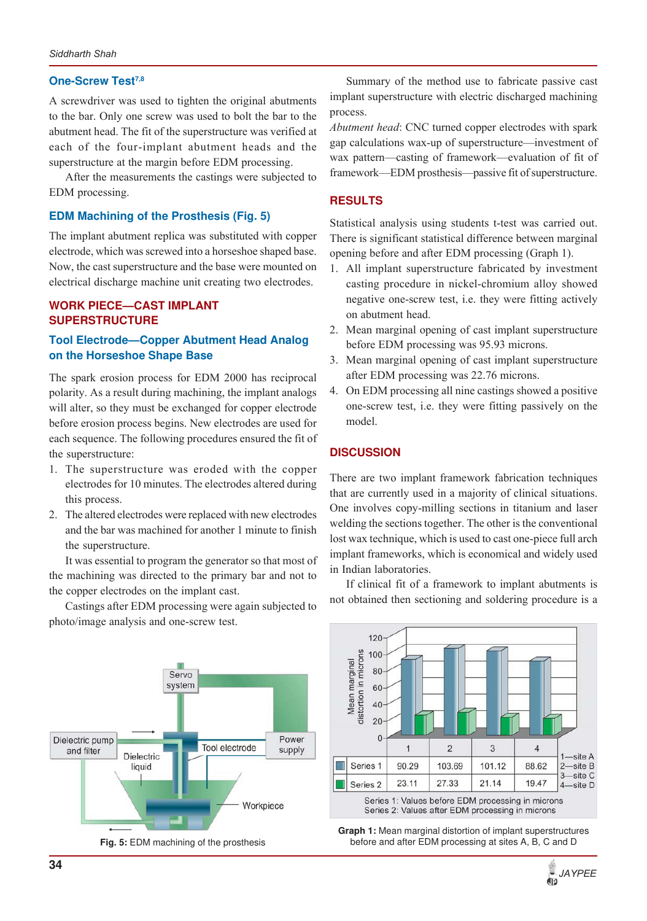## One-Screw Test[7,8]

A screwdriver was used to tighten the original abutments to the bar. Only one screw was used to bolt the bar to the abutment head. The fit of the superstructure was verified at each of the four-implant abutment heads and the superstructure at the margin before EDM processing.

After the measurements the castings were subjected to EDM processing.

## EDM Machining of the Prosthesis (Fig. 5)

The implant abutment replica was substituted with copper electrode, which was screwed into a horseshoe shaped base. Now, the cast superstructure and the base were mounted on electrical discharge machine unit creating two electrodes.

## WORK PIECE—CAST IMPLANT SUPERSTRUCTURE

## Tool Electrode—Copper Abutment Head Analog on the Horseshoe Shape Base

The spark erosion process for EDM 2000 has reciprocal polarity. As a result during machining, the implant analogs will alter, so they must be exchanged for copper electrode before erosion process begins. New electrodes are used for each sequence. The following procedures ensured the fit of the superstructure:

1. The superstructure was eroded with the copper electrodes for 10 minutes. The electrodes altered during this process.
2. The altered electrodes were replaced with new electrodes and the bar was machined for another 1 minute to finish the superstructure.

It was essential to program the generator so that most of the machining was directed to the primary bar and not to the copper electrodes on the implant cast.

Castings after EDM processing were again subjected to photo/image analysis and one-screw test.

Fig. 5: EDM machining of the prosthesis

Summary of the method use to fabricate passive cast implant superstructure with electric discharged machining process.

*Abutment head*: CNC turned copper electrodes with spark gap calculations wax-up of superstructure—investment of wax pattern—casting of framework—evaluation of fit of framework—EDM prosthesis—passive fit of superstructure.

## RESULTS

Statistical analysis using students t-test was carried out. There is significant statistical difference between marginal opening before and after EDM processing (Graph 1).

1. All implant superstructure fabricated by investment casting procedure in nickel-chromium alloy showed negative one-screw test, i.e. they were fitting actively on abutment head.
2. Mean marginal opening of cast implant superstructure before EDM processing was 95.93 microns.
3. Mean marginal opening of cast implant superstructure after EDM processing was 22.76 microns.
4. On EDM processing all nine castings showed a positive one-screw test, i.e. they were fitting passively on the model.

## DISCUSSION

There are two implant framework fabrication techniques that are currently used in a majority of clinical situations. One involves copy-milling sections in titanium and laser welding the sections together. The other is the conventional lost wax technique, which is used to cast one-piece full arch implant frameworks, which is economical and widely used in Indian laboratories.

If clinical fit of a framework to implant abutments is not obtained then sectioning and soldering procedure is a

| | 1 | 2 | 3 | 4 |
|---|---|---|---|---|
| Series 1 | 90.29 | 103.69 | 101.12 | 88.62 |
| Series 2 | 23.11 | 27.33 | 21.14 | 19.47 |

1—site A, 2—site B, 3—site C, 4—site D

Series 1: Values before EDM processing in microns
Series 2: Values after EDM processing in microns

Graph 1: Mean marginal distortion of implant superstructures before and after EDM processing at sites A, B, C and D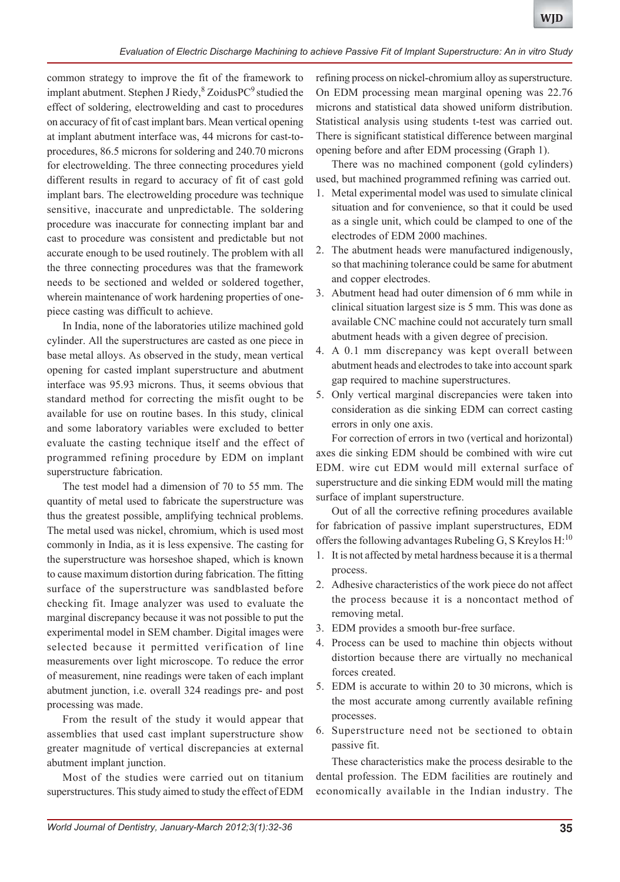common strategy to improve the fit of the framework to implant abutment. Stephen J Riedy,[8] ZoidusPC[9] studied the effect of soldering, electrowelding and cast to procedures on accuracy of fit of cast implant bars. Mean vertical opening at implant abutment interface was, 44 microns for cast-to-procedures, 86.5 microns for soldering and 240.70 microns for electrowelding. The three connecting procedures yield different results in regard to accuracy of fit of cast gold implant bars. The electrowelding procedure was technique sensitive, inaccurate and unpredictable. The soldering procedure was inaccurate for connecting implant bar and cast to procedure was consistent and predictable but not accurate enough to be used routinely. The problem with all the three connecting procedures was that the framework needs to be sectioned and welded or soldered together, wherein maintenance of work hardening properties of one-piece casting was difficult to achieve.

In India, none of the laboratories utilize machined gold cylinder. All the superstructures are casted as one piece in base metal alloys. As observed in the study, mean vertical opening for casted implant superstructure and abutment interface was 95.93 microns. Thus, it seems obvious that standard method for correcting the misfit ought to be available for use on routine bases. In this study, clinical and some laboratory variables were excluded to better evaluate the casting technique itself and the effect of programmed refining procedure by EDM on implant superstructure fabrication.

The test model had a dimension of 70 to 55 mm. The quantity of metal used to fabricate the superstructure was thus the greatest possible, amplifying technical problems. The metal used was nickel, chromium, which is used most commonly in India, as it is less expensive. The casting for the superstructure was horseshoe shaped, which is known to cause maximum distortion during fabrication. The fitting surface of the superstructure was sandblasted before checking fit. Image analyzer was used to evaluate the marginal discrepancy because it was not possible to put the experimental model in SEM chamber. Digital images were selected because it permitted verification of line measurements over light microscope. To reduce the error of measurement, nine readings were taken of each implant abutment junction, i.e. overall 324 readings pre- and post processing was made.

From the result of the study it would appear that assemblies that used cast implant superstructure show greater magnitude of vertical discrepancies at external abutment implant junction.

Most of the studies were carried out on titanium superstructures. This study aimed to study the effect of EDM refining process on nickel-chromium alloy as superstructure. On EDM processing mean marginal opening was 22.76 microns and statistical data showed uniform distribution. Statistical analysis using students t-test was carried out. There is significant statistical difference between marginal opening before and after EDM processing (Graph 1).

There was no machined component (gold cylinders) used, but machined programmed refining was carried out.

1. Metal experimental model was used to simulate clinical situation and for convenience, so that it could be used as a single unit, which could be clamped to one of the electrodes of EDM 2000 machines.
2. The abutment heads were manufactured indigenously, so that machining tolerance could be same for abutment and copper electrodes.
3. Abutment head had outer dimension of 6 mm while in clinical situation largest size is 5 mm. This was done as available CNC machine could not accurately turn small abutment heads with a given degree of precision.
4. A 0.1 mm discrepancy was kept overall between abutment heads and electrodes to take into account spark gap required to machine superstructures.
5. Only vertical marginal discrepancies were taken into consideration as die sinking EDM can correct casting errors in only one axis.

For correction of errors in two (vertical and horizontal) axes die sinking EDM should be combined with wire cut EDM. wire cut EDM would mill external surface of superstructure and die sinking EDM would mill the mating surface of implant superstructure.

Out of all the corrective refining procedures available for fabrication of passive implant superstructures, EDM offers the following advantages Rubeling G, S Kreylos H:[10]

1. It is not affected by metal hardness because it is a thermal process.
2. Adhesive characteristics of the work piece do not affect the process because it is a noncontact method of removing metal.
3. EDM provides a smooth bur-free surface.
4. Process can be used to machine thin objects without distortion because there are virtually no mechanical forces created.
5. EDM is accurate to within 20 to 30 microns, which is the most accurate among currently available refining processes.
6. Superstructure need not be sectioned to obtain passive fit.

These characteristics make the process desirable to the dental profession. The EDM facilities are routinely and economically available in the Indian industry. The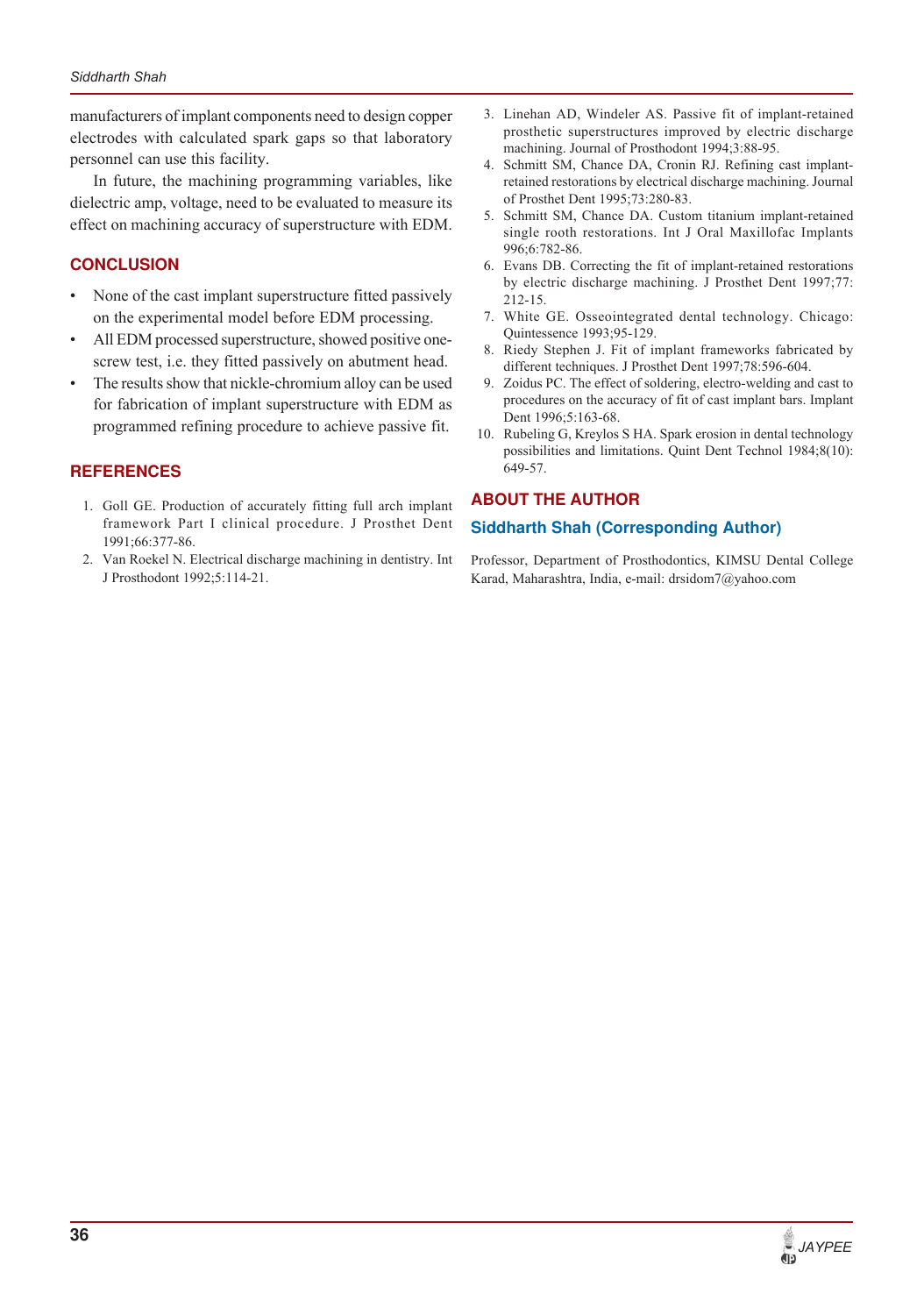manufacturers of implant components need to design copper electrodes with calculated spark gaps so that laboratory personnel can use this facility.

In future, the machining programming variables, like dielectric amp, voltage, need to be evaluated to measure its effect on machining accuracy of superstructure with EDM.

## CONCLUSION

- None of the cast implant superstructure fitted passively on the experimental model before EDM processing.
- All EDM processed superstructure, showed positive one-screw test, i.e. they fitted passively on abutment head.
- The results show that nickle-chromium alloy can be used for fabrication of implant superstructure with EDM as programmed refining procedure to achieve passive fit.

## REFERENCES

1. Goll GE. Production of accurately fitting full arch implant framework Part I clinical procedure. J Prosthet Dent 1991;66:377-86.
2. Van Roekel N. Electrical discharge machining in dentistry. Int J Prosthodont 1992;5:114-21.
3. Linehan AD, Windeler AS. Passive fit of implant-retained prosthetic superstructures improved by electric discharge machining. Journal of Prosthodont 1994;3:88-95.
4. Schmitt SM, Chance DA, Cronin RJ. Refining cast implant-retained restorations by electrical discharge machining. Journal of Prosthet Dent 1995;73:280-83.
5. Schmitt SM, Chance DA. Custom titanium implant-retained single rooth restorations. Int J Oral Maxillofac Implants 996;6:782-86.
6. Evans DB. Correcting the fit of implant-retained restorations by electric discharge machining. J Prosthet Dent 1997;77: 212-15.
7. White GE. Osseointegrated dental technology. Chicago: Quintessence 1993;95-129.
8. Riedy Stephen J. Fit of implant frameworks fabricated by different techniques. J Prosthet Dent 1997;78:596-604.
9. Zoidus PC. The effect of soldering, electro-welding and cast to procedures on the accuracy of fit of cast implant bars. Implant Dent 1996;5:163-68.
10. Rubeling G, Kreylos S HA. Spark erosion in dental technology possibilities and limitations. Quint Dent Technol 1984;8(10): 649-57.

## ABOUT THE AUTHOR

### Siddharth Shah (Corresponding Author)

Professor, Department of Prosthodontics, KIMSU Dental College Karad, Maharashtra, India, e-mail: drsidom7@yahoo.com